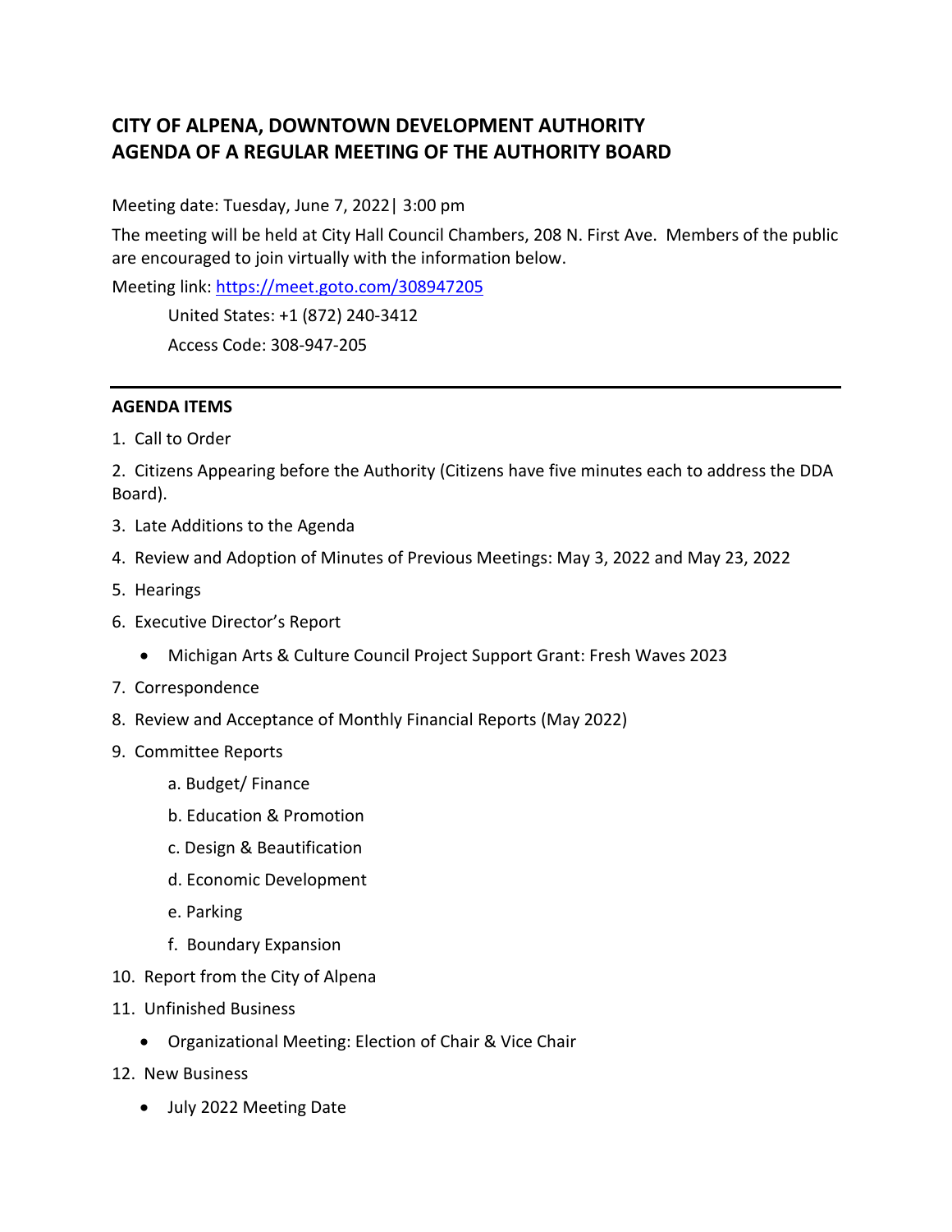# CITY OF ALPENA, DOWNTOWN DEVELOPMENT AUTHORITY
# AGENDA OF A REGULAR MEETING OF THE AUTHORITY BOARD

Meeting date: Tuesday, June 7, 2022| 3:00 pm

The meeting will be held at City Hall Council Chambers, 208 N. First Ave. Members of the public are encouraged to join virtually with the information below.

Meeting link: [https://meet.goto.com/308947205](https://meet.goto.com/308947205)

United States: +1 (872) 240-3412

Access Code: 308-947-205

---

**AGENDA ITEMS**

1. Call to Order
2. Citizens Appearing before the Authority (Citizens have five minutes each to address the DDA Board).
3. Late Additions to the Agenda
4. Review and Adoption of Minutes of Previous Meetings: May 3, 2022 and May 23, 2022
5. Hearings
6. Executive Director's Report
   - Michigan Arts & Culture Council Project Support Grant: Fresh Waves 2023
7. Correspondence
8. Review and Acceptance of Monthly Financial Reports (May 2022)
9. Committee Reports
   a. Budget/ Finance
   b. Education & Promotion
   c. Design & Beautification
   d. Economic Development
   e. Parking
   f. Boundary Expansion
10. Report from the City of Alpena
11. Unfinished Business
    - Organizational Meeting: Election of Chair & Vice Chair
12. New Business
    - July 2022 Meeting Date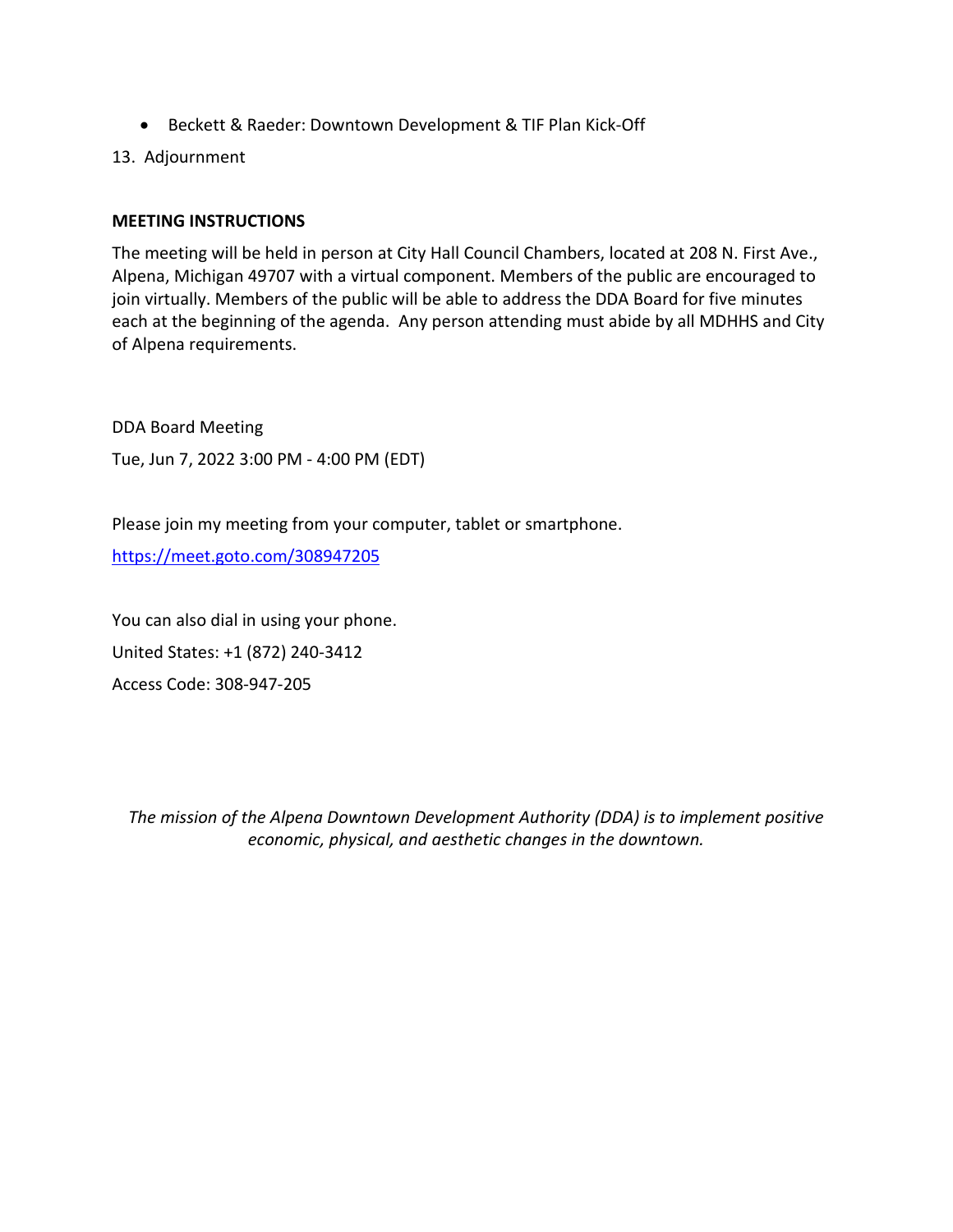- Beckett & Raeder: Downtown Development & TIF Plan Kick-Off

13. Adjournment

**MEETING INSTRUCTIONS**

The meeting will be held in person at City Hall Council Chambers, located at 208 N. First Ave., Alpena, Michigan 49707 with a virtual component. Members of the public are encouraged to join virtually. Members of the public will be able to address the DDA Board for five minutes each at the beginning of the agenda. Any person attending must abide by all MDHHS and City of Alpena requirements.

DDA Board Meeting

Tue, Jun 7, 2022 3:00 PM - 4:00 PM (EDT)

Please join my meeting from your computer, tablet or smartphone.

https://meet.goto.com/308947205

You can also dial in using your phone.

United States: +1 (872) 240-3412

Access Code: 308-947-205

*The mission of the Alpena Downtown Development Authority (DDA) is to implement positive economic, physical, and aesthetic changes in the downtown.*